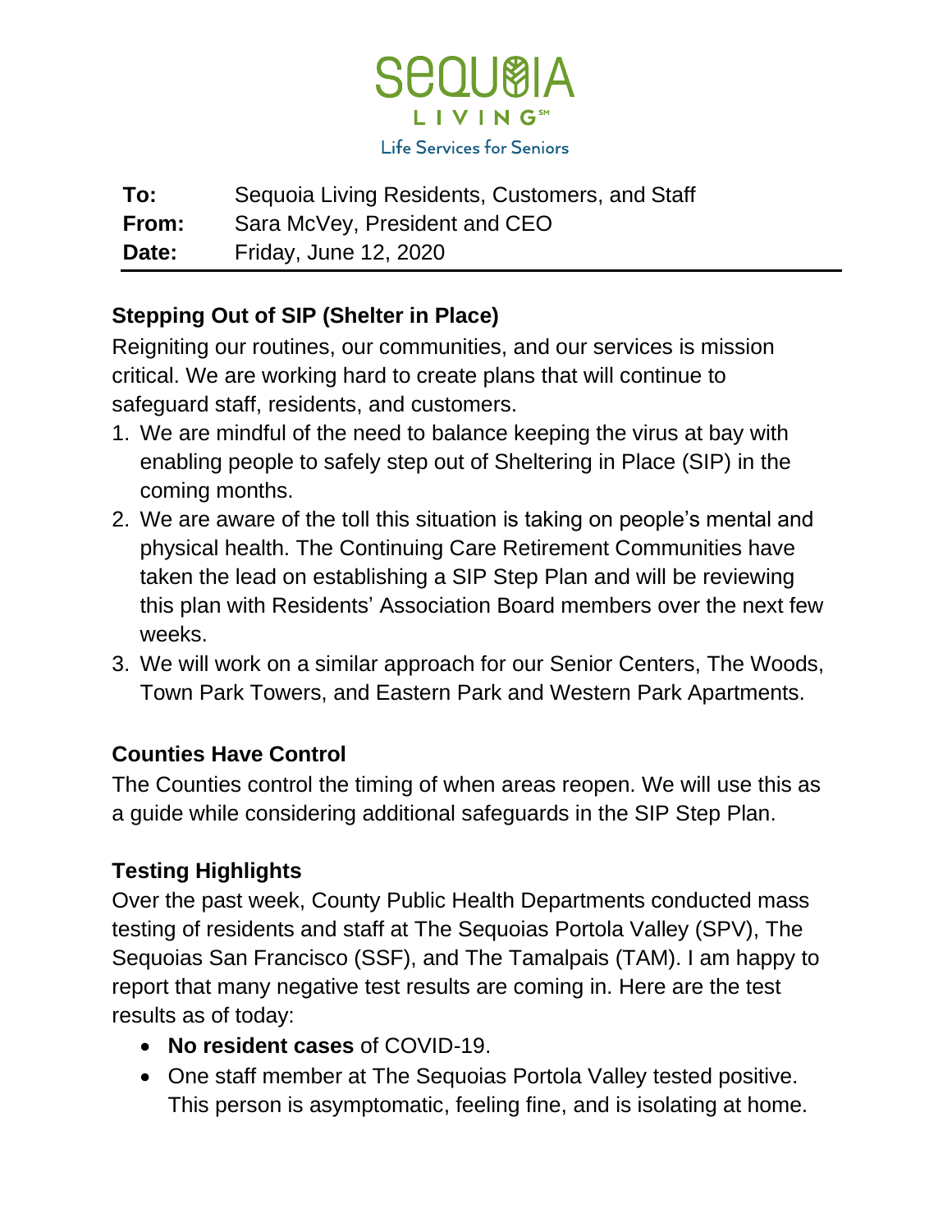Sequoia Living℠

Life Services for Seniors

**To:** Sequoia Living Residents, Customers, and Staff
**From:** Sara McVey, President and CEO
**Date:** Friday, June 12, 2020

## Stepping Out of SIP (Shelter in Place)

Reigniting our routines, our communities, and our services is mission critical. We are working hard to create plans that will continue to safeguard staff, residents, and customers.

1. We are mindful of the need to balance keeping the virus at bay with enabling people to safely step out of Sheltering in Place (SIP) in the coming months.
2. We are aware of the toll this situation is taking on people's mental and physical health. The Continuing Care Retirement Communities have taken the lead on establishing a SIP Step Plan and will be reviewing this plan with Residents' Association Board members over the next few weeks.
3. We will work on a similar approach for our Senior Centers, The Woods, Town Park Towers, and Eastern Park and Western Park Apartments.

## Counties Have Control

The Counties control the timing of when areas reopen. We will use this as a guide while considering additional safeguards in the SIP Step Plan.

## Testing Highlights

Over the past week, County Public Health Departments conducted mass testing of residents and staff at The Sequoias Portola Valley (SPV), The Sequoias San Francisco (SSF), and The Tamalpais (TAM). I am happy to report that many negative test results are coming in. Here are the test results as of today:

- **No resident cases** of COVID-19.
- One staff member at The Sequoias Portola Valley tested positive. This person is asymptomatic, feeling fine, and is isolating at home.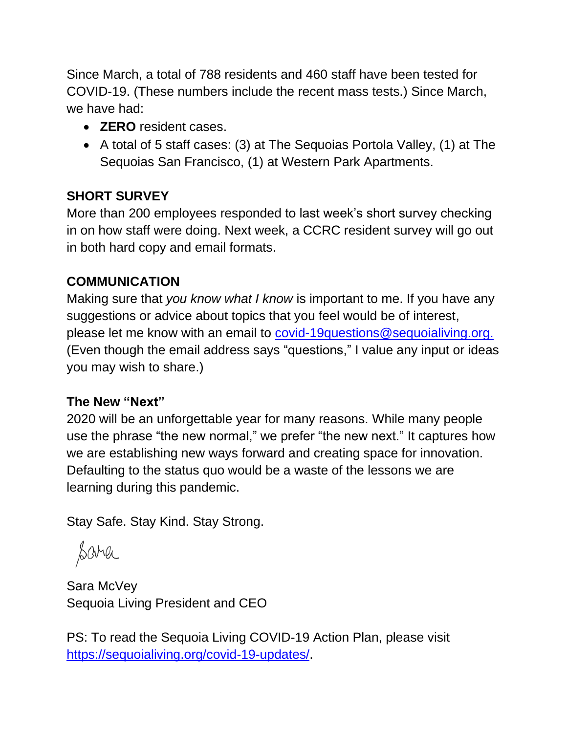Since March, a total of 788 residents and 460 staff have been tested for COVID-19. (These numbers include the recent mass tests.) Since March, we have had:

- **ZERO** resident cases.
- A total of 5 staff cases: (3) at The Sequoias Portola Valley, (1) at The Sequoias San Francisco, (1) at Western Park Apartments.

**SHORT SURVEY**

More than 200 employees responded to last week's short survey checking in on how staff were doing. Next week, a CCRC resident survey will go out in both hard copy and email formats.

**COMMUNICATION**

Making sure that *you know what I know* is important to me. If you have any suggestions or advice about topics that you feel would be of interest, please let me know with an email to covid-19questions@sequoialiving.org. (Even though the email address says "questions," I value any input or ideas you may wish to share.)

**The New "Next"**

2020 will be an unforgettable year for many reasons. While many people use the phrase "the new normal," we prefer "the new next." It captures how we are establishing new ways forward and creating space for innovation. Defaulting to the status quo would be a waste of the lessons we are learning during this pandemic.

Stay Safe. Stay Kind. Stay Strong.

Sara

Sara McVey
Sequoia Living President and CEO

PS: To read the Sequoia Living COVID-19 Action Plan, please visit https://sequoialiving.org/covid-19-updates/.